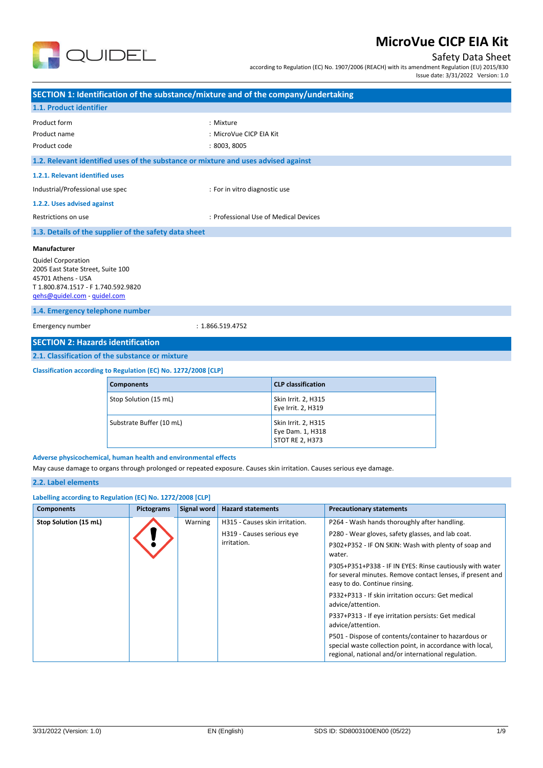# MicroVue CICP EIA Kit

Safety Data Sheet

according to Regulation (EC) No. 1907/2006 (REACH) with its amendment Regulation (EU) 2015/830

Issue date: 3/31/2022 Version: 1.0

## SECTION 1: Identification of the substance/mixture and of the company/undertaking

### 1.1. Product identifier

| | |
|---|---|
| Product form | : Mixture |
| Product name | : MicroVue CICP EIA Kit |
| Product code | : 8003, 8005 |

### 1.2. Relevant identified uses of the substance or mixture and uses advised against

#### 1.2.1. Relevant identified uses

| | |
|---|---|
| Industrial/Professional use spec | : For in vitro diagnostic use |

#### 1.2.2. Uses advised against

| | |
|---|---|
| Restrictions on use | : Professional Use of Medical Devices |

### 1.3. Details of the supplier of the safety data sheet

**Manufacturer**

Quidel Corporation
2005 East State Street, Suite 100
45701 Athens - USA
T 1.800.874.1517 - F 1.740.592.9820
qehs@quidel.com - quidel.com

### 1.4. Emergency telephone number

| | |
|---|---|
| Emergency number | : 1.866.519.4752 |

## SECTION 2: Hazards identification

### 2.1. Classification of the substance or mixture

#### Classification according to Regulation (EC) No. 1272/2008 [CLP]

| Components | CLP classification |
|---|---|
| Stop Solution (15 mL) | Skin Irrit. 2, H315<br>Eye Irrit. 2, H319 |
| Substrate Buffer (10 mL) | Skin Irrit. 2, H315<br>Eye Dam. 1, H318<br>STOT RE 2, H373 |

#### Adverse physicochemical, human health and environmental effects

May cause damage to organs through prolonged or repeated exposure. Causes skin irritation. Causes serious eye damage.

### 2.2. Label elements

#### Labelling according to Regulation (EC) No. 1272/2008 [CLP]

| Components | Pictograms | Signal word | Hazard statements | Precautionary statements |
|---|---|---|---|---|
| **Stop Solution (15 mL)** | GHS07 | Warning | H315 - Causes skin irritation.<br>H319 - Causes serious eye irritation. | P264 - Wash hands thoroughly after handling.<br>P280 - Wear gloves, safety glasses, and lab coat.<br>P302+P352 - IF ON SKIN: Wash with plenty of soap and water.<br>P305+P351+P338 - IF IN EYES: Rinse cautiously with water for several minutes. Remove contact lenses, if present and easy to do. Continue rinsing.<br>P332+P313 - If skin irritation occurs: Get medical advice/attention.<br>P337+P313 - If eye irritation persists: Get medical advice/attention.<br>P501 - Dispose of contents/container to hazardous or special waste collection point, in accordance with local, regional, national and/or international regulation. |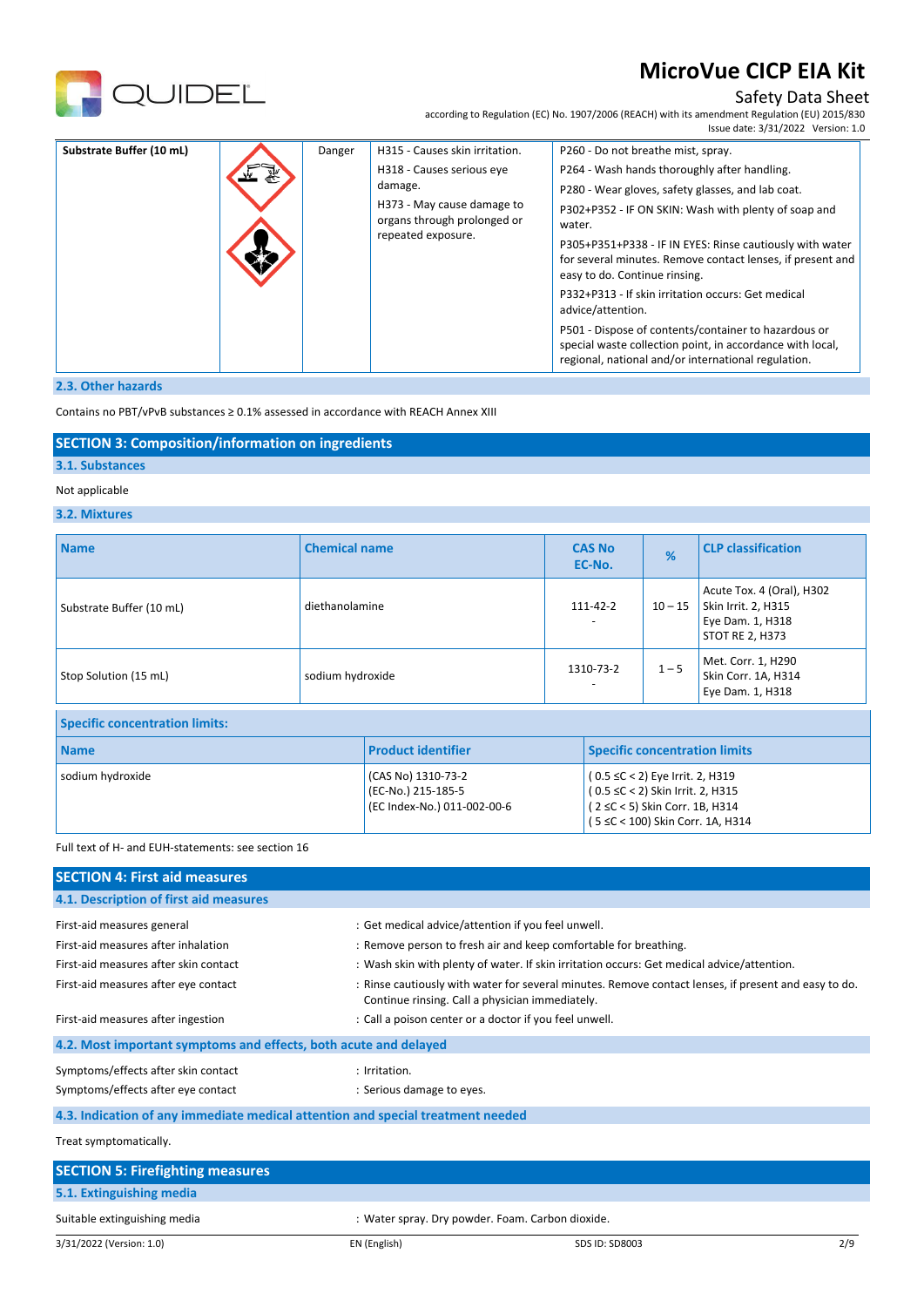| Substrate Buffer (10 mL) | | Danger | H315 - Causes skin irritation.<br>H318 - Causes serious eye damage.<br>H373 - May cause damage to organs through prolonged or repeated exposure. | P260 - Do not breathe mist, spray.<br>P264 - Wash hands thoroughly after handling.<br>P280 - Wear gloves, safety glasses, and lab coat.<br>P302+P352 - IF ON SKIN: Wash with plenty of soap and water.<br>P305+P351+P338 - IF IN EYES: Rinse cautiously with water for several minutes. Remove contact lenses, if present and easy to do. Continue rinsing.<br>P332+P313 - If skin irritation occurs: Get medical advice/attention.<br>P501 - Dispose of contents/container to hazardous or special waste collection point, in accordance with local, regional, national and/or international regulation. |
|---|---|---|---|---|

### 2.3. Other hazards

Contains no PBT/vPvB substances ≥ 0.1% assessed in accordance with REACH Annex XIII

## SECTION 3: Composition/information on ingredients

### 3.1. Substances

Not applicable

### 3.2. Mixtures

| Name | Chemical name | CAS No<br>EC-No. | % | CLP classification |
|---|---|---|---|---|
| Substrate Buffer (10 mL) | diethanolamine | 111-42-2<br>- | 10 – 15 | Acute Tox. 4 (Oral), H302<br>Skin Irrit. 2, H315<br>Eye Dam. 1, H318<br>STOT RE 2, H373 |
| Stop Solution (15 mL) | sodium hydroxide | 1310-73-2<br>- | 1 – 5 | Met. Corr. 1, H290<br>Skin Corr. 1A, H314<br>Eye Dam. 1, H318 |

**Specific concentration limits:**

| Name | Product identifier | Specific concentration limits |
|---|---|---|
| sodium hydroxide | (CAS No) 1310-73-2<br>(EC-No.) 215-185-5<br>(EC Index-No.) 011-002-00-6 | ( 0.5 ≤C < 2) Eye Irrit. 2, H319<br>( 0.5 ≤C < 2) Skin Irrit. 2, H315<br>( 2 ≤C < 5) Skin Corr. 1B, H314<br>( 5 ≤C < 100) Skin Corr. 1A, H314 |

Full text of H- and EUH-statements: see section 16

## SECTION 4: First aid measures

### 4.1. Description of first aid measures

First-aid measures general : Get medical advice/attention if you feel unwell.

First-aid measures after inhalation : Remove person to fresh air and keep comfortable for breathing.

First-aid measures after skin contact : Wash skin with plenty of water. If skin irritation occurs: Get medical advice/attention.

First-aid measures after eye contact : Rinse cautiously with water for several minutes. Remove contact lenses, if present and easy to do. Continue rinsing. Call a physician immediately.

First-aid measures after ingestion : Call a poison center or a doctor if you feel unwell.

### 4.2. Most important symptoms and effects, both acute and delayed

Symptoms/effects after skin contact : Irritation.

Symptoms/effects after eye contact : Serious damage to eyes.

### 4.3. Indication of any immediate medical attention and special treatment needed

Treat symptomatically.

## SECTION 5: Firefighting measures

### 5.1. Extinguishing media

Suitable extinguishing media : Water spray. Dry powder. Foam. Carbon dioxide.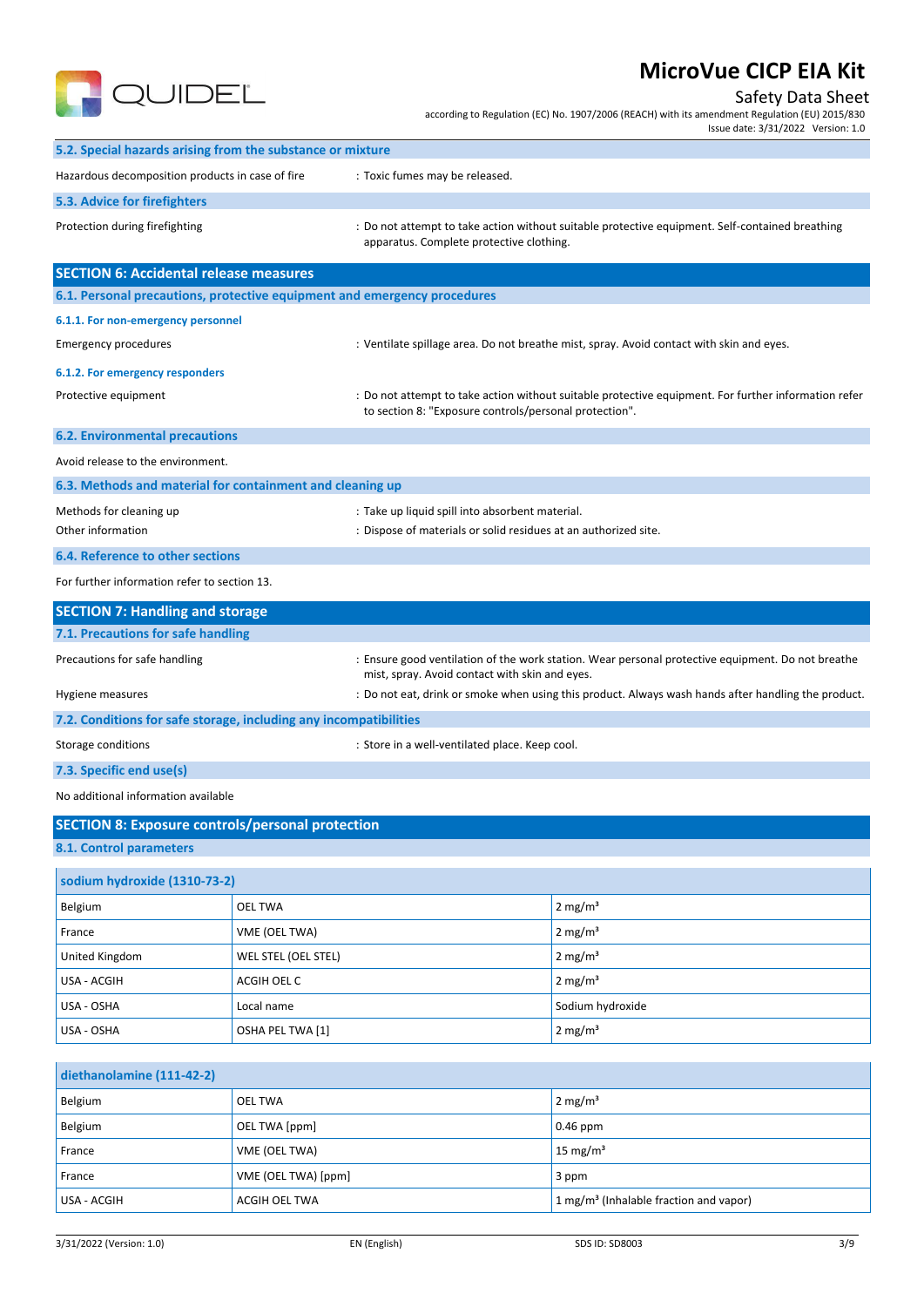### 5.2. Special hazards arising from the substance or mixture

Hazardous decomposition products in case of fire : Toxic fumes may be released.

### 5.3. Advice for firefighters

Protection during firefighting : Do not attempt to take action without suitable protective equipment. Self-contained breathing apparatus. Complete protective clothing.

## SECTION 6: Accidental release measures

### 6.1. Personal precautions, protective equipment and emergency procedures

#### 6.1.1. For non-emergency personnel

Emergency procedures : Ventilate spillage area. Do not breathe mist, spray. Avoid contact with skin and eyes.

#### 6.1.2. For emergency responders

Protective equipment : Do not attempt to take action without suitable protective equipment. For further information refer to section 8: "Exposure controls/personal protection".

### 6.2. Environmental precautions

Avoid release to the environment.

### 6.3. Methods and material for containment and cleaning up

Methods for cleaning up : Take up liquid spill into absorbent material.

Other information : Dispose of materials or solid residues at an authorized site.

### 6.4. Reference to other sections

For further information refer to section 13.

## SECTION 7: Handling and storage

### 7.1. Precautions for safe handling

Precautions for safe handling : Ensure good ventilation of the work station. Wear personal protective equipment. Do not breathe mist, spray. Avoid contact with skin and eyes.

Hygiene measures : Do not eat, drink or smoke when using this product. Always wash hands after handling the product.

### 7.2. Conditions for safe storage, including any incompatibilities

Storage conditions : Store in a well-ventilated place. Keep cool.

### 7.3. Specific end use(s)

No additional information available

## SECTION 8: Exposure controls/personal protection

### 8.1. Control parameters

| sodium hydroxide (1310-73-2) | | |
|---|---|---|
| Belgium | OEL TWA | 2 mg/m³ |
| France | VME (OEL TWA) | 2 mg/m³ |
| United Kingdom | WEL STEL (OEL STEL) | 2 mg/m³ |
| USA - ACGIH | ACGIH OEL C | 2 mg/m³ |
| USA - OSHA | Local name | Sodium hydroxide |
| USA - OSHA | OSHA PEL TWA [1] | 2 mg/m³ |

| diethanolamine (111-42-2) | | |
|---|---|---|
| Belgium | OEL TWA | 2 mg/m³ |
| Belgium | OEL TWA [ppm] | 0.46 ppm |
| France | VME (OEL TWA) | 15 mg/m³ |
| France | VME (OEL TWA) [ppm] | 3 ppm |
| USA - ACGIH | ACGIH OEL TWA | 1 mg/m³ (Inhalable fraction and vapor) |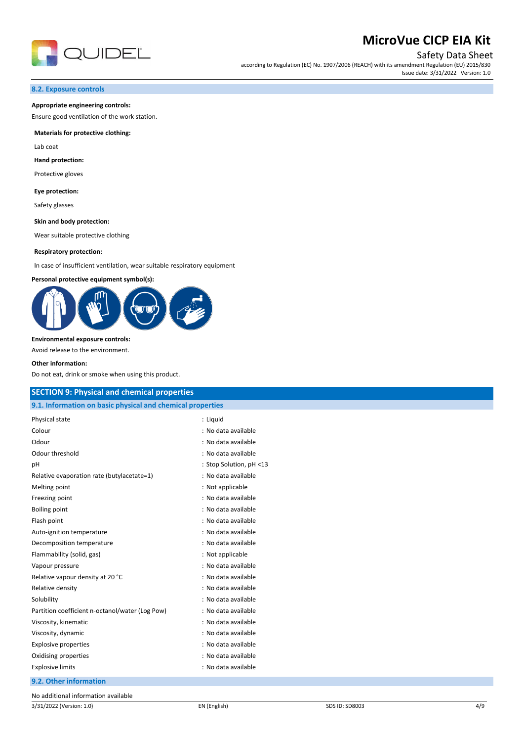### 8.2. Exposure controls

**Appropriate engineering controls:**

Ensure good ventilation of the work station.

**Materials for protective clothing:**

Lab coat

**Hand protection:**

Protective gloves

**Eye protection:**

Safety glasses

**Skin and body protection:**

Wear suitable protective clothing

**Respiratory protection:**

In case of insufficient ventilation, wear suitable respiratory equipment

**Personal protective equipment symbol(s):**

**Environmental exposure controls:**

Avoid release to the environment.

**Other information:**

Do not eat, drink or smoke when using this product.

## SECTION 9: Physical and chemical properties

### 9.1. Information on basic physical and chemical properties

| Property | Value |
|---|---|
| Physical state | : Liquid |
| Colour | : No data available |
| Odour | : No data available |
| Odour threshold | : No data available |
| pH | : Stop Solution, pH <13 |
| Relative evaporation rate (butylacetate=1) | : No data available |
| Melting point | : Not applicable |
| Freezing point | : No data available |
| Boiling point | : No data available |
| Flash point | : No data available |
| Auto-ignition temperature | : No data available |
| Decomposition temperature | : No data available |
| Flammability (solid, gas) | : Not applicable |
| Vapour pressure | : No data available |
| Relative vapour density at 20 °C | : No data available |
| Relative density | : No data available |
| Solubility | : No data available |
| Partition coefficient n-octanol/water (Log Pow) | : No data available |
| Viscosity, kinematic | : No data available |
| Viscosity, dynamic | : No data available |
| Explosive properties | : No data available |
| Oxidising properties | : No data available |
| Explosive limits | : No data available |

### 9.2. Other information

No additional information available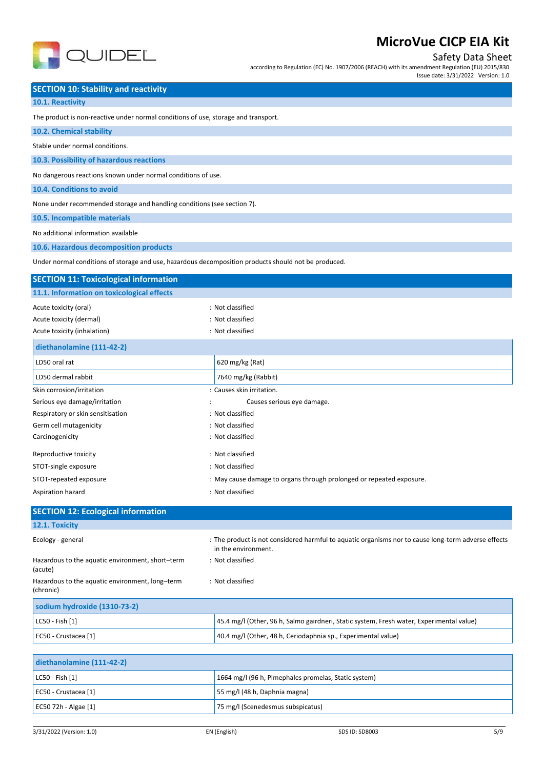## SECTION 10: Stability and reactivity

### 10.1. Reactivity

The product is non-reactive under normal conditions of use, storage and transport.

### 10.2. Chemical stability

Stable under normal conditions.

### 10.3. Possibility of hazardous reactions

No dangerous reactions known under normal conditions of use.

### 10.4. Conditions to avoid

None under recommended storage and handling conditions (see section 7).

### 10.5. Incompatible materials

No additional information available

### 10.6. Hazardous decomposition products

Under normal conditions of storage and use, hazardous decomposition products should not be produced.

## SECTION 11: Toxicological information

### 11.1. Information on toxicological effects

Acute toxicity (oral) : Not classified

Acute toxicity (dermal) : Not classified

Acute toxicity (inhalation) : Not classified

| diethanolamine (111-42-2) | |
|---|---|
| LD50 oral rat | 620 mg/kg (Rat) |
| LD50 dermal rabbit | 7640 mg/kg (Rabbit) |

Skin corrosion/irritation : Causes skin irritation.

Serious eye damage/irritation : Causes serious eye damage.

Respiratory or skin sensitisation : Not classified

Germ cell mutagenicity : Not classified

Carcinogenicity : Not classified

Reproductive toxicity : Not classified

STOT-single exposure : Not classified

STOT-repeated exposure : May cause damage to organs through prolonged or repeated exposure.

Aspiration hazard : Not classified

## SECTION 12: Ecological information

### 12.1. Toxicity

Ecology - general : The product is not considered harmful to aquatic organisms nor to cause long-term adverse effects in the environment.

Hazardous to the aquatic environment, short–term (acute) : Not classified

Hazardous to the aquatic environment, long–term (chronic) : Not classified

| sodium hydroxide (1310-73-2) | |
|---|---|
| LC50 - Fish [1] | 45.4 mg/l (Other, 96 h, Salmo gairdneri, Static system, Fresh water, Experimental value) |
| EC50 - Crustacea [1] | 40.4 mg/l (Other, 48 h, Ceriodaphnia sp., Experimental value) |

| diethanolamine (111-42-2) | |
|---|---|
| LC50 - Fish [1] | 1664 mg/l (96 h, Pimephales promelas, Static system) |
| EC50 - Crustacea [1] | 55 mg/l (48 h, Daphnia magna) |
| EC50 72h - Algae [1] | 75 mg/l (Scenedesmus subspicatus) |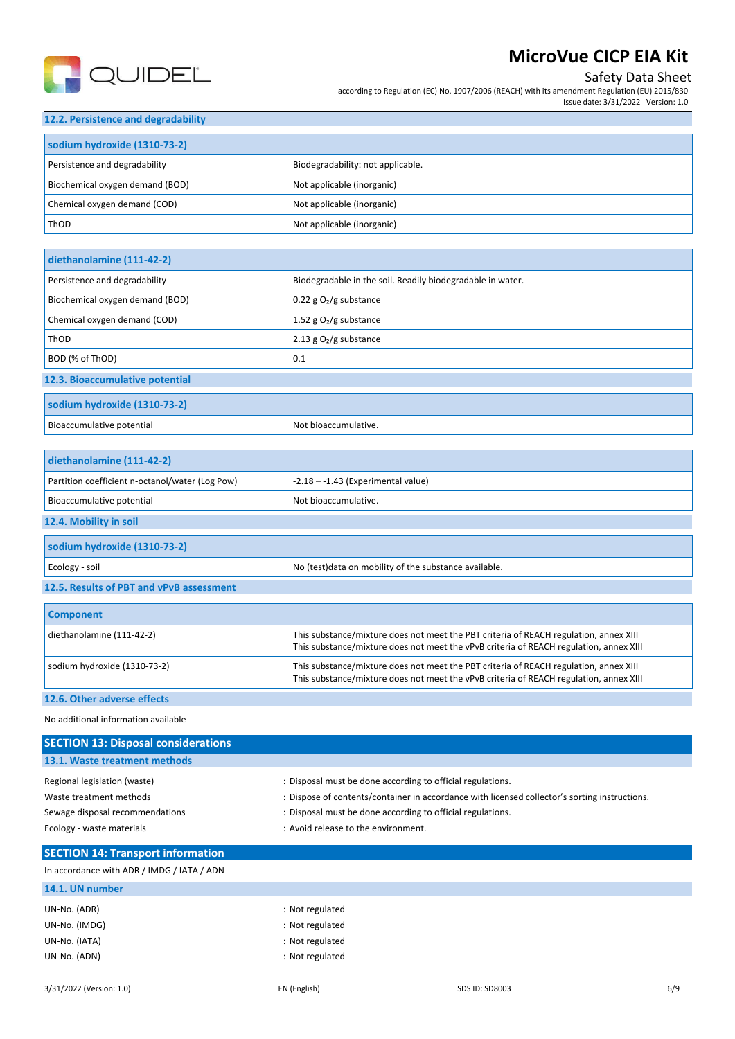### 12.2. Persistence and degradability

| sodium hydroxide (1310-73-2) | |
|---|---|
| Persistence and degradability | Biodegradability: not applicable. |
| Biochemical oxygen demand (BOD) | Not applicable (inorganic) |
| Chemical oxygen demand (COD) | Not applicable (inorganic) |
| ThOD | Not applicable (inorganic) |

| diethanolamine (111-42-2) | |
|---|---|
| Persistence and degradability | Biodegradable in the soil. Readily biodegradable in water. |
| Biochemical oxygen demand (BOD) | 0.22 g $O_2$/g substance |
| Chemical oxygen demand (COD) | 1.52 g $O_2$/g substance |
| ThOD | 2.13 g $O_2$/g substance |
| BOD (% of ThOD) | 0.1 |

### 12.3. Bioaccumulative potential

| sodium hydroxide (1310-73-2) | |
|---|---|
| Bioaccumulative potential | Not bioaccumulative. |

| diethanolamine (111-42-2) | |
|---|---|
| Partition coefficient n-octanol/water (Log Pow) | -2.18 – -1.43 (Experimental value) |
| Bioaccumulative potential | Not bioaccumulative. |

### 12.4. Mobility in soil

| sodium hydroxide (1310-73-2) | |
|---|---|
| Ecology - soil | No (test)data on mobility of the substance available. |

### 12.5. Results of PBT and vPvB assessment

| Component | |
|---|---|
| diethanolamine (111-42-2) | This substance/mixture does not meet the PBT criteria of REACH regulation, annex XIII<br>This substance/mixture does not meet the vPvB criteria of REACH regulation, annex XIII |
| sodium hydroxide (1310-73-2) | This substance/mixture does not meet the PBT criteria of REACH regulation, annex XIII<br>This substance/mixture does not meet the vPvB criteria of REACH regulation, annex XIII |

### 12.6. Other adverse effects

No additional information available

## SECTION 13: Disposal considerations

### 13.1. Waste treatment methods

Regional legislation (waste) : Disposal must be done according to official regulations.

Waste treatment methods : Dispose of contents/container in accordance with licensed collector's sorting instructions.

Sewage disposal recommendations : Disposal must be done according to official regulations.

Ecology - waste materials : Avoid release to the environment.

## SECTION 14: Transport information

In accordance with ADR / IMDG / IATA / ADN

### 14.1. UN number

UN-No. (ADR) : Not regulated

UN-No. (IMDG) : Not regulated

UN-No. (IATA) : Not regulated

UN-No. (ADN) : Not regulated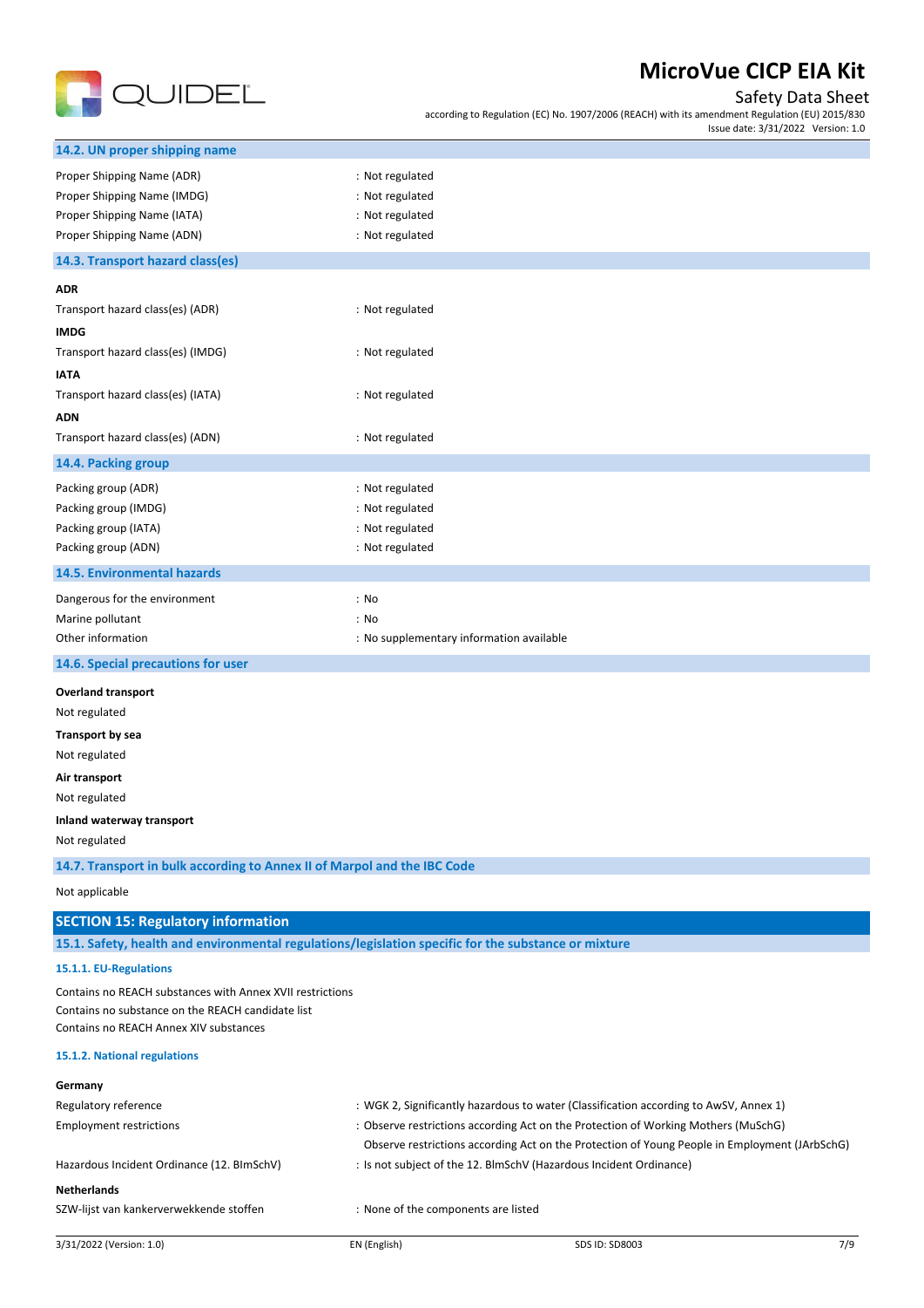### 14.2. UN proper shipping name

| | |
|---|---|
| Proper Shipping Name (ADR) | : Not regulated |
| Proper Shipping Name (IMDG) | : Not regulated |
| Proper Shipping Name (IATA) | : Not regulated |
| Proper Shipping Name (ADN) | : Not regulated |

### 14.3. Transport hazard class(es)

**ADR**

Transport hazard class(es) (ADR) : Not regulated

**IMDG**

Transport hazard class(es) (IMDG) : Not regulated

**IATA**

Transport hazard class(es) (IATA) : Not regulated

**ADN**

Transport hazard class(es) (ADN) : Not regulated

### 14.4. Packing group

| | |
|---|---|
| Packing group (ADR) | : Not regulated |
| Packing group (IMDG) | : Not regulated |
| Packing group (IATA) | : Not regulated |
| Packing group (ADN) | : Not regulated |

### 14.5. Environmental hazards

| | |
|---|---|
| Dangerous for the environment | : No |
| Marine pollutant | : No |
| Other information | : No supplementary information available |

### 14.6. Special precautions for user

**Overland transport**

Not regulated

**Transport by sea**

Not regulated

**Air transport**

Not regulated

**Inland waterway transport**

Not regulated

### 14.7. Transport in bulk according to Annex II of Marpol and the IBC Code

Not applicable

## SECTION 15: Regulatory information

### 15.1. Safety, health and environmental regulations/legislation specific for the substance or mixture

#### 15.1.1. EU-Regulations

Contains no REACH substances with Annex XVII restrictions
Contains no substance on the REACH candidate list
Contains no REACH Annex XIV substances

#### 15.1.2. National regulations

**Germany**

| | |
|---|---|
| Regulatory reference | : WGK 2, Significantly hazardous to water (Classification according to AwSV, Annex 1) |
| Employment restrictions | : Observe restrictions according Act on the Protection of Working Mothers (MuSchG)<br>Observe restrictions according Act on the Protection of Young People in Employment (JArbSchG) |
| Hazardous Incident Ordinance (12. BImSchV) | : Is not subject of the 12. BlmSchV (Hazardous Incident Ordinance) |

**Netherlands**

SZW-lijst van kankerverwekkende stoffen : None of the components are listed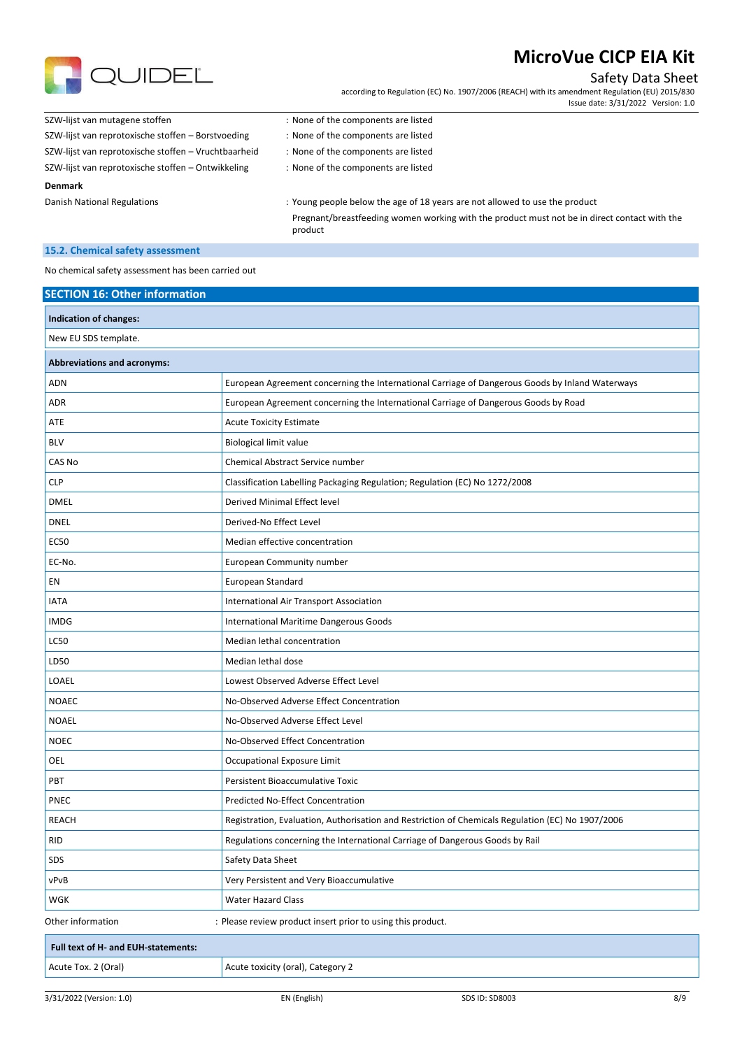| | |
|---|---|
| SZW-lijst van mutagene stoffen | : None of the components are listed |
| SZW-lijst van reprotoxische stoffen – Borstvoeding | : None of the components are listed |
| SZW-lijst van reprotoxische stoffen – Vruchtbaarheid | : None of the components are listed |
| SZW-lijst van reprotoxische stoffen – Ontwikkeling | : None of the components are listed |

**Denmark**

| | |
|---|---|
| Danish National Regulations | : Young people below the age of 18 years are not allowed to use the product<br>Pregnant/breastfeeding women working with the product must not be in direct contact with the product |

### 15.2. Chemical safety assessment

No chemical safety assessment has been carried out

## SECTION 16: Other information

**Indication of changes:**

New EU SDS template.

| **Abbreviations and acronyms:** | |
|---|---|
| ADN | European Agreement concerning the International Carriage of Dangerous Goods by Inland Waterways |
| ADR | European Agreement concerning the International Carriage of Dangerous Goods by Road |
| ATE | Acute Toxicity Estimate |
| BLV | Biological limit value |
| CAS No | Chemical Abstract Service number |
| CLP | Classification Labelling Packaging Regulation; Regulation (EC) No 1272/2008 |
| DMEL | Derived Minimal Effect level |
| DNEL | Derived-No Effect Level |
| EC50 | Median effective concentration |
| EC-No. | European Community number |
| EN | European Standard |
| IATA | International Air Transport Association |
| IMDG | International Maritime Dangerous Goods |
| LC50 | Median lethal concentration |
| LD50 | Median lethal dose |
| LOAEL | Lowest Observed Adverse Effect Level |
| NOAEC | No-Observed Adverse Effect Concentration |
| NOAEL | No-Observed Adverse Effect Level |
| NOEC | No-Observed Effect Concentration |
| OEL | Occupational Exposure Limit |
| PBT | Persistent Bioaccumulative Toxic |
| PNEC | Predicted No-Effect Concentration |
| REACH | Registration, Evaluation, Authorisation and Restriction of Chemicals Regulation (EC) No 1907/2006 |
| RID | Regulations concerning the International Carriage of Dangerous Goods by Rail |
| SDS | Safety Data Sheet |
| vPvB | Very Persistent and Very Bioaccumulative |
| WGK | Water Hazard Class |

Other information : Please review product insert prior to using this product.

| **Full text of H- and EUH-statements:** | |
|---|---|
| Acute Tox. 2 (Oral) | Acute toxicity (oral), Category 2 |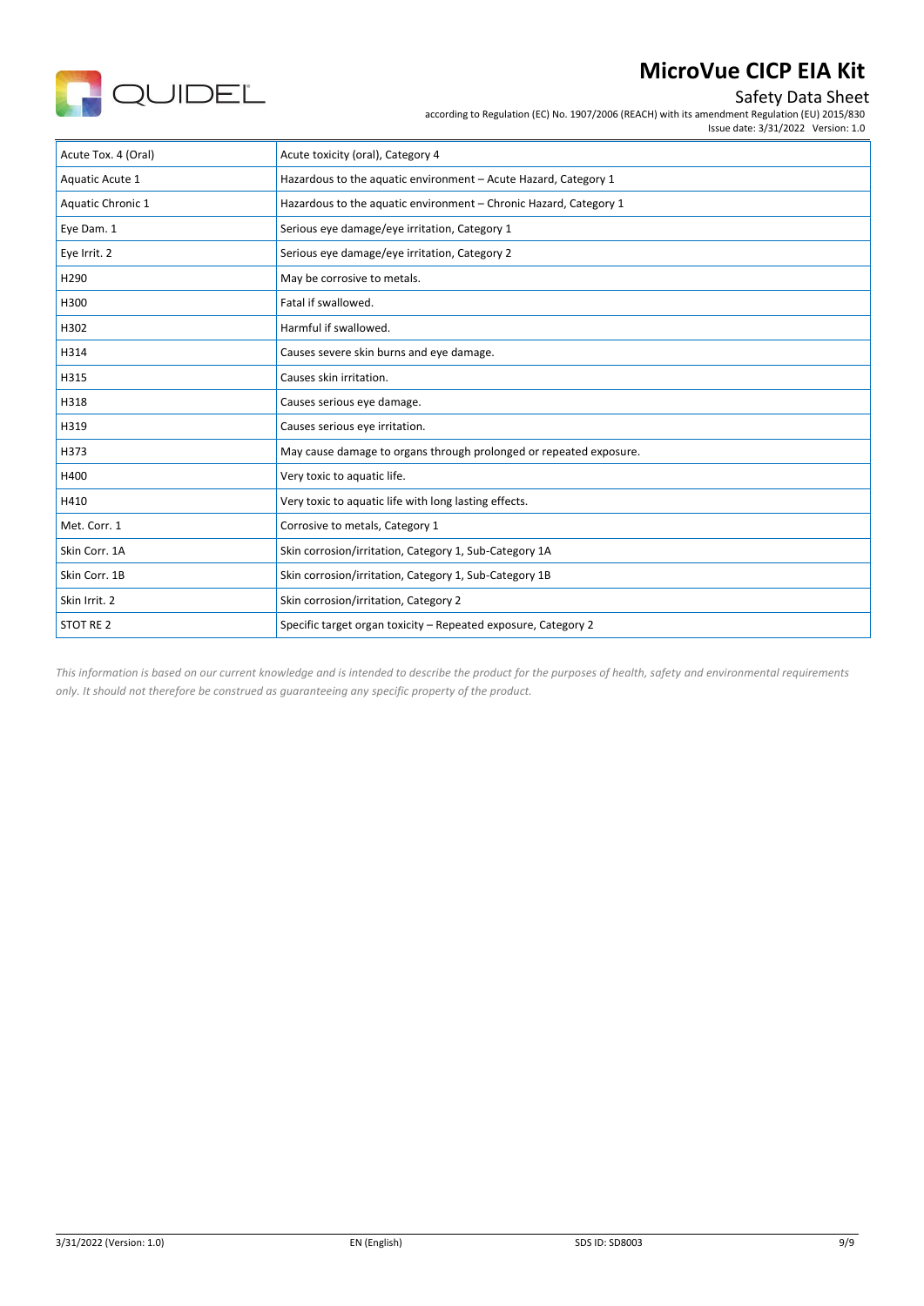| | |
|---|---|
| Acute Tox. 4 (Oral) | Acute toxicity (oral), Category 4 |
| Aquatic Acute 1 | Hazardous to the aquatic environment – Acute Hazard, Category 1 |
| Aquatic Chronic 1 | Hazardous to the aquatic environment – Chronic Hazard, Category 1 |
| Eye Dam. 1 | Serious eye damage/eye irritation, Category 1 |
| Eye Irrit. 2 | Serious eye damage/eye irritation, Category 2 |
| H290 | May be corrosive to metals. |
| H300 | Fatal if swallowed. |
| H302 | Harmful if swallowed. |
| H314 | Causes severe skin burns and eye damage. |
| H315 | Causes skin irritation. |
| H318 | Causes serious eye damage. |
| H319 | Causes serious eye irritation. |
| H373 | May cause damage to organs through prolonged or repeated exposure. |
| H400 | Very toxic to aquatic life. |
| H410 | Very toxic to aquatic life with long lasting effects. |
| Met. Corr. 1 | Corrosive to metals, Category 1 |
| Skin Corr. 1A | Skin corrosion/irritation, Category 1, Sub-Category 1A |
| Skin Corr. 1B | Skin corrosion/irritation, Category 1, Sub-Category 1B |
| Skin Irrit. 2 | Skin corrosion/irritation, Category 2 |
| STOT RE 2 | Specific target organ toxicity – Repeated exposure, Category 2 |

*This information is based on our current knowledge and is intended to describe the product for the purposes of health, safety and environmental requirements only. It should not therefore be construed as guaranteeing any specific property of the product.*